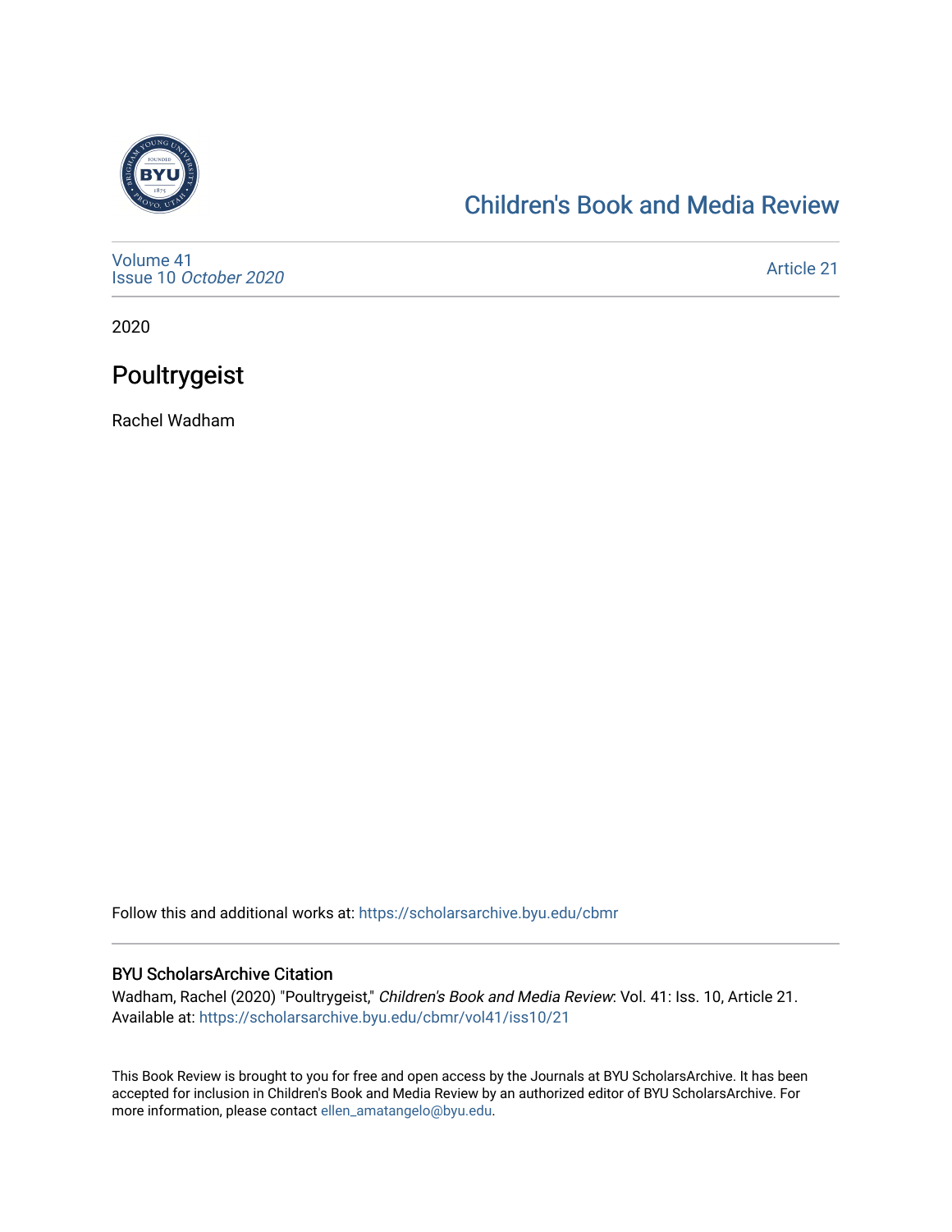Children's Book and Media Review

Volume 41
Issue 10 *October 2020*

Article 21

2020

# Poultrygeist

Rachel Wadham

Follow this and additional works at: https://scholarsarchive.byu.edu/cbmr

## BYU ScholarsArchive Citation

Wadham, Rachel (2020) "Poultrygeist," *Children's Book and Media Review*: Vol. 41: Iss. 10, Article 21.
Available at: https://scholarsarchive.byu.edu/cbmr/vol41/iss10/21

This Book Review is brought to you for free and open access by the Journals at BYU ScholarsArchive. It has been accepted for inclusion in Children's Book and Media Review by an authorized editor of BYU ScholarsArchive. For more information, please contact ellen_amatangelo@byu.edu.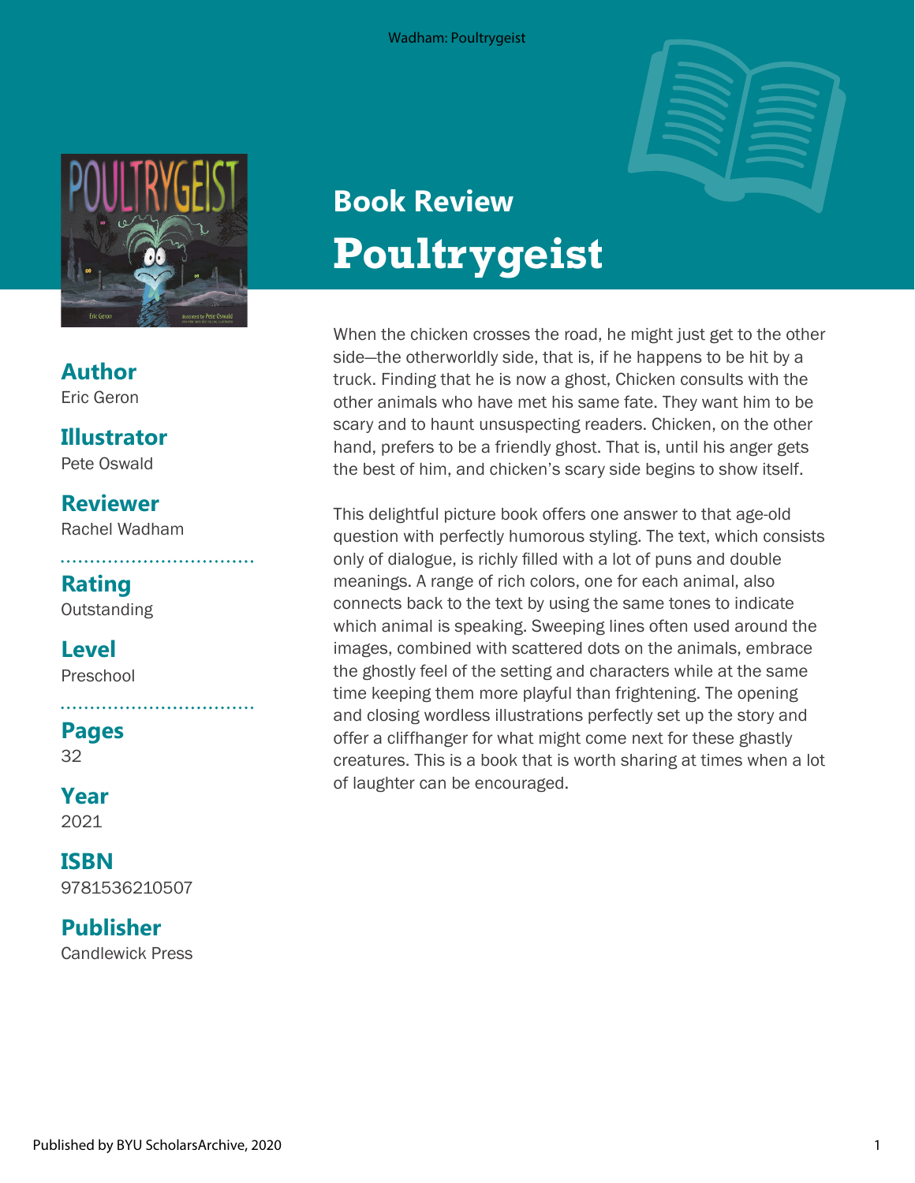## Book Review

# Poultrygeist

### Author
Eric Geron

### Illustrator
Pete Oswald

### Reviewer
Rachel Wadham

### Rating
Outstanding

### Level
Preschool

### Pages
32

### Year
2021

### ISBN
9781536210507

### Publisher
Candlewick Press

When the chicken crosses the road, he might just get to the other side—the otherworldly side, that is, if he happens to be hit by a truck. Finding that he is now a ghost, Chicken consults with the other animals who have met his same fate. They want him to be scary and to haunt unsuspecting readers. Chicken, on the other hand, prefers to be a friendly ghost. That is, until his anger gets the best of him, and chicken's scary side begins to show itself.

This delightful picture book offers one answer to that age-old question with perfectly humorous styling. The text, which consists only of dialogue, is richly filled with a lot of puns and double meanings. A range of rich colors, one for each animal, also connects back to the text by using the same tones to indicate which animal is speaking. Sweeping lines often used around the images, combined with scattered dots on the animals, embrace the ghostly feel of the setting and characters while at the same time keeping them more playful than frightening. The opening and closing wordless illustrations perfectly set up the story and offer a cliffhanger for what might come next for these ghastly creatures. This is a book that is worth sharing at times when a lot of laughter can be encouraged.